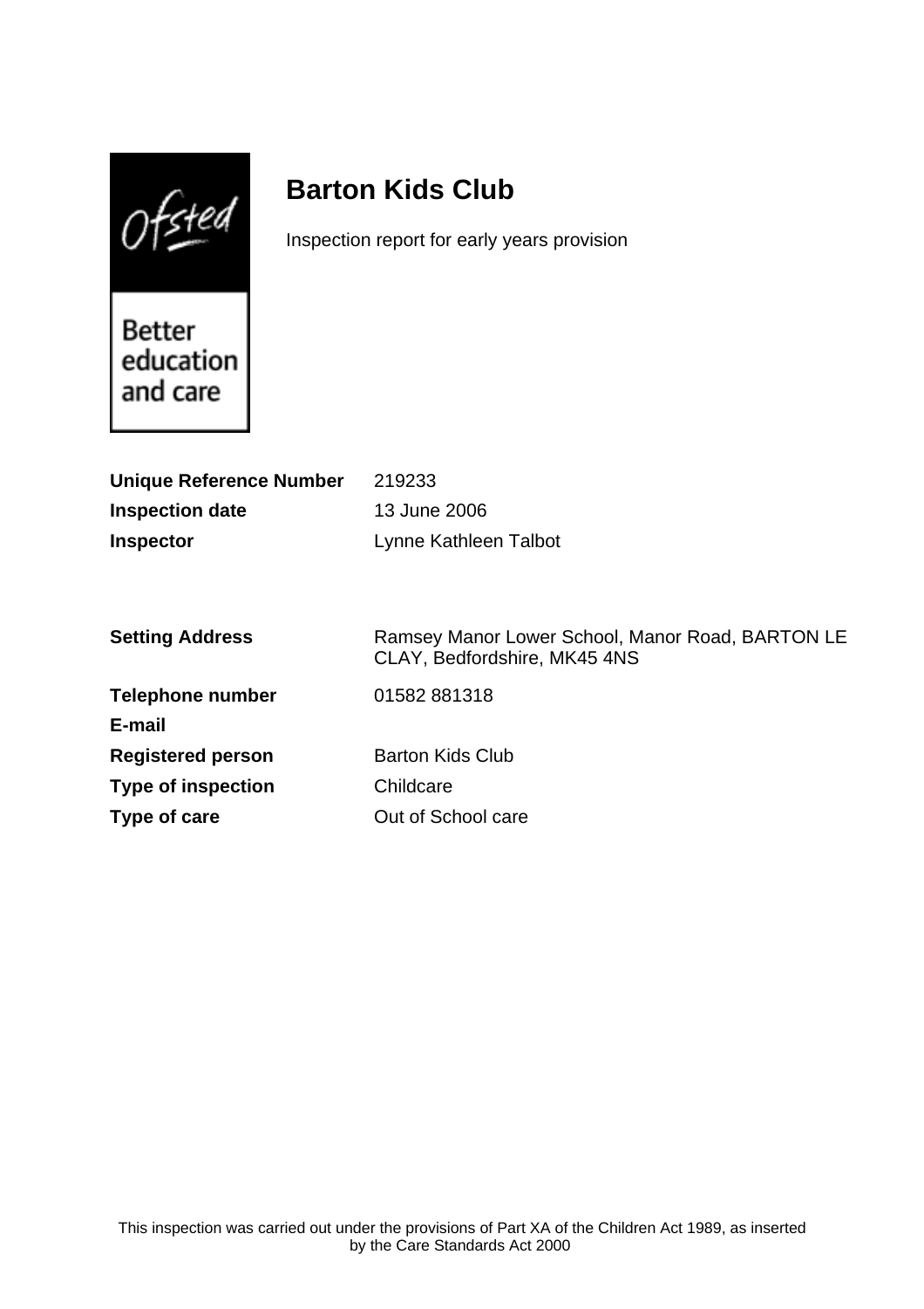# Barton Kids Club

Inspection report for early years provision

| | |
|---|---|
| **Unique Reference Number** | 219233 |
| **Inspection date** | 13 June 2006 |
| **Inspector** | Lynne Kathleen Talbot |

| | |
|---|---|
| **Setting Address** | Ramsey Manor Lower School, Manor Road, BARTON LE CLAY, Bedfordshire, MK45 4NS |
| **Telephone number** | 01582 881318 |
| **E-mail** | |
| **Registered person** | Barton Kids Club |
| **Type of inspection** | Childcare |
| **Type of care** | Out of School care |

This inspection was carried out under the provisions of Part XA of the Children Act 1989, as inserted by the Care Standards Act 2000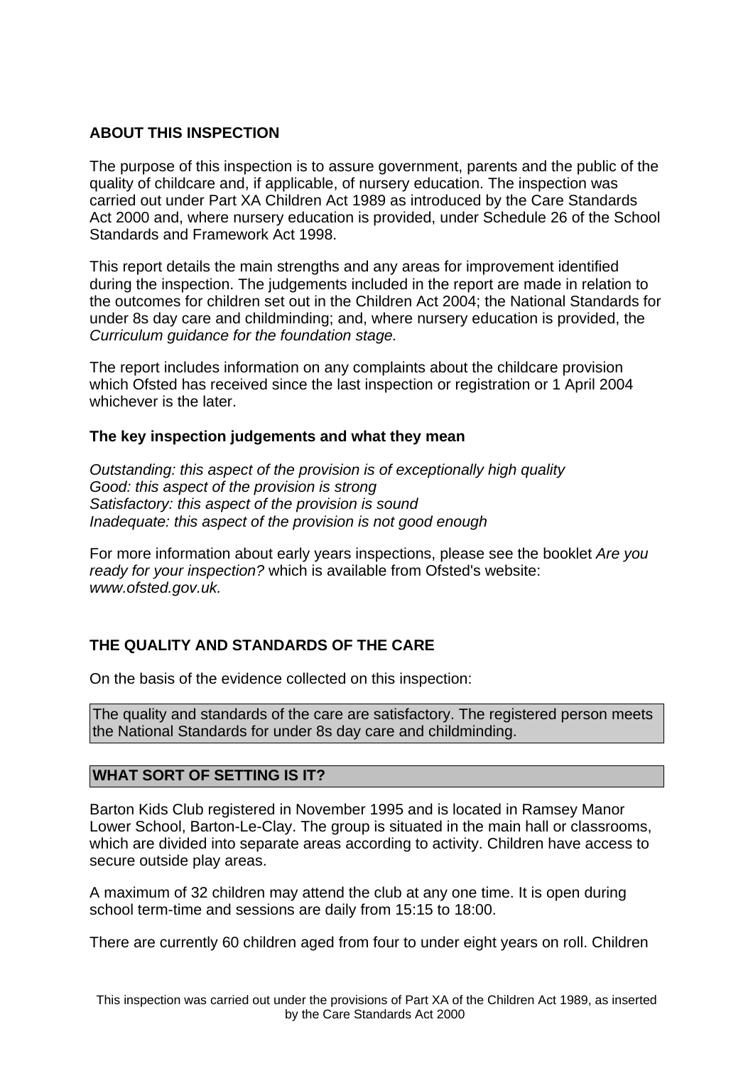## ABOUT THIS INSPECTION

The purpose of this inspection is to assure government, parents and the public of the quality of childcare and, if applicable, of nursery education. The inspection was carried out under Part XA Children Act 1989 as introduced by the Care Standards Act 2000 and, where nursery education is provided, under Schedule 26 of the School Standards and Framework Act 1998.

This report details the main strengths and any areas for improvement identified during the inspection. The judgements included in the report are made in relation to the outcomes for children set out in the Children Act 2004; the National Standards for under 8s day care and childminding; and, where nursery education is provided, the *Curriculum guidance for the foundation stage.*

The report includes information on any complaints about the childcare provision which Ofsted has received since the last inspection or registration or 1 April 2004 whichever is the later.

### The key inspection judgements and what they mean

*Outstanding: this aspect of the provision is of exceptionally high quality*
*Good: this aspect of the provision is strong*
*Satisfactory: this aspect of the provision is sound*
*Inadequate: this aspect of the provision is not good enough*

For more information about early years inspections, please see the booklet *Are you ready for your inspection?* which is available from Ofsted's website: *www.ofsted.gov.uk.*

## THE QUALITY AND STANDARDS OF THE CARE

On the basis of the evidence collected on this inspection:

The quality and standards of the care are satisfactory. The registered person meets the National Standards for under 8s day care and childminding.

## WHAT SORT OF SETTING IS IT?

Barton Kids Club registered in November 1995 and is located in Ramsey Manor Lower School, Barton-Le-Clay. The group is situated in the main hall or classrooms, which are divided into separate areas according to activity. Children have access to secure outside play areas.

A maximum of 32 children may attend the club at any one time. It is open during school term-time and sessions are daily from 15:15 to 18:00.

There are currently 60 children aged from four to under eight years on roll. Children

This inspection was carried out under the provisions of Part XA of the Children Act 1989, as inserted by the Care Standards Act 2000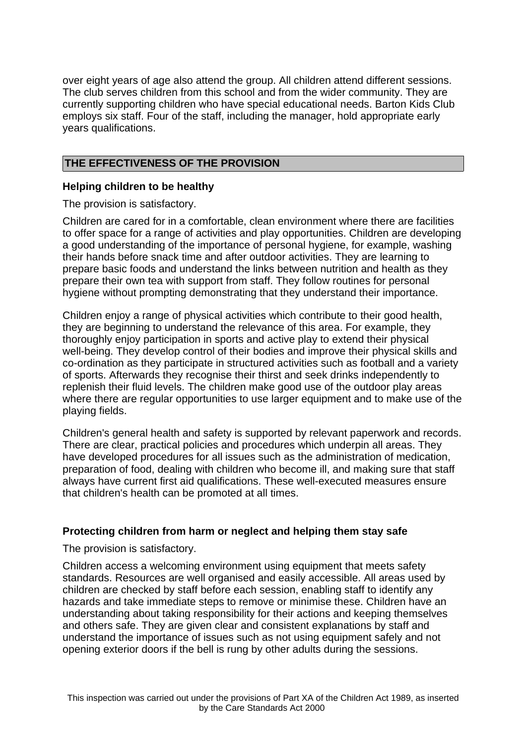over eight years of age also attend the group. All children attend different sessions. The club serves children from this school and from the wider community. They are currently supporting children who have special educational needs. Barton Kids Club employs six staff. Four of the staff, including the manager, hold appropriate early years qualifications.

## THE EFFECTIVENESS OF THE PROVISION

**Helping children to be healthy**

The provision is satisfactory.

Children are cared for in a comfortable, clean environment where there are facilities to offer space for a range of activities and play opportunities. Children are developing a good understanding of the importance of personal hygiene, for example, washing their hands before snack time and after outdoor activities. They are learning to prepare basic foods and understand the links between nutrition and health as they prepare their own tea with support from staff. They follow routines for personal hygiene without prompting demonstrating that they understand their importance.

Children enjoy a range of physical activities which contribute to their good health, they are beginning to understand the relevance of this area. For example, they thoroughly enjoy participation in sports and active play to extend their physical well-being. They develop control of their bodies and improve their physical skills and co-ordination as they participate in structured activities such as football and a variety of sports. Afterwards they recognise their thirst and seek drinks independently to replenish their fluid levels. The children make good use of the outdoor play areas where there are regular opportunities to use larger equipment and to make use of the playing fields.

Children's general health and safety is supported by relevant paperwork and records. There are clear, practical policies and procedures which underpin all areas. They have developed procedures for all issues such as the administration of medication, preparation of food, dealing with children who become ill, and making sure that staff always have current first aid qualifications. These well-executed measures ensure that children's health can be promoted at all times.

**Protecting children from harm or neglect and helping them stay safe**

The provision is satisfactory.

Children access a welcoming environment using equipment that meets safety standards. Resources are well organised and easily accessible. All areas used by children are checked by staff before each session, enabling staff to identify any hazards and take immediate steps to remove or minimise these. Children have an understanding about taking responsibility for their actions and keeping themselves and others safe. They are given clear and consistent explanations by staff and understand the importance of issues such as not using equipment safely and not opening exterior doors if the bell is rung by other adults during the sessions.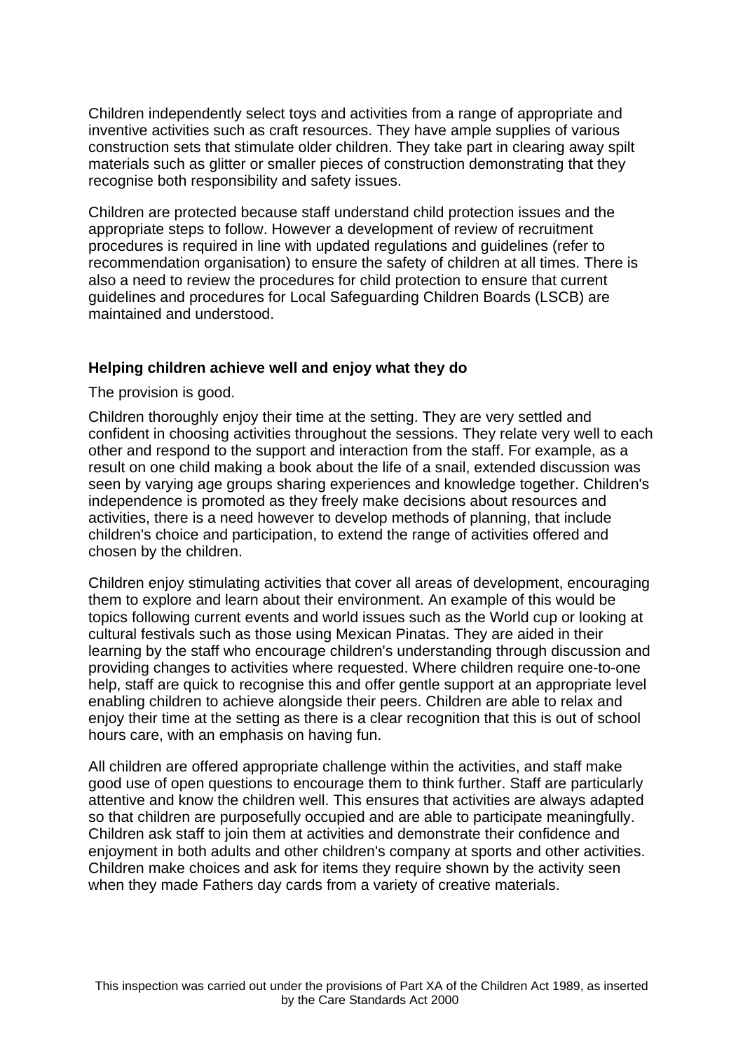Children independently select toys and activities from a range of appropriate and inventive activities such as craft resources. They have ample supplies of various construction sets that stimulate older children. They take part in clearing away spilt materials such as glitter or smaller pieces of construction demonstrating that they recognise both responsibility and safety issues.

Children are protected because staff understand child protection issues and the appropriate steps to follow. However a development of review of recruitment procedures is required in line with updated regulations and guidelines (refer to recommendation organisation) to ensure the safety of children at all times. There is also a need to review the procedures for child protection to ensure that current guidelines and procedures for Local Safeguarding Children Boards (LSCB) are maintained and understood.

**Helping children achieve well and enjoy what they do**

The provision is good.

Children thoroughly enjoy their time at the setting. They are very settled and confident in choosing activities throughout the sessions. They relate very well to each other and respond to the support and interaction from the staff. For example, as a result on one child making a book about the life of a snail, extended discussion was seen by varying age groups sharing experiences and knowledge together. Children's independence is promoted as they freely make decisions about resources and activities, there is a need however to develop methods of planning, that include children's choice and participation, to extend the range of activities offered and chosen by the children.

Children enjoy stimulating activities that cover all areas of development, encouraging them to explore and learn about their environment. An example of this would be topics following current events and world issues such as the World cup or looking at cultural festivals such as those using Mexican Pinatas. They are aided in their learning by the staff who encourage children's understanding through discussion and providing changes to activities where requested. Where children require one-to-one help, staff are quick to recognise this and offer gentle support at an appropriate level enabling children to achieve alongside their peers. Children are able to relax and enjoy their time at the setting as there is a clear recognition that this is out of school hours care, with an emphasis on having fun.

All children are offered appropriate challenge within the activities, and staff make good use of open questions to encourage them to think further. Staff are particularly attentive and know the children well. This ensures that activities are always adapted so that children are purposefully occupied and are able to participate meaningfully. Children ask staff to join them at activities and demonstrate their confidence and enjoyment in both adults and other children's company at sports and other activities. Children make choices and ask for items they require shown by the activity seen when they made Fathers day cards from a variety of creative materials.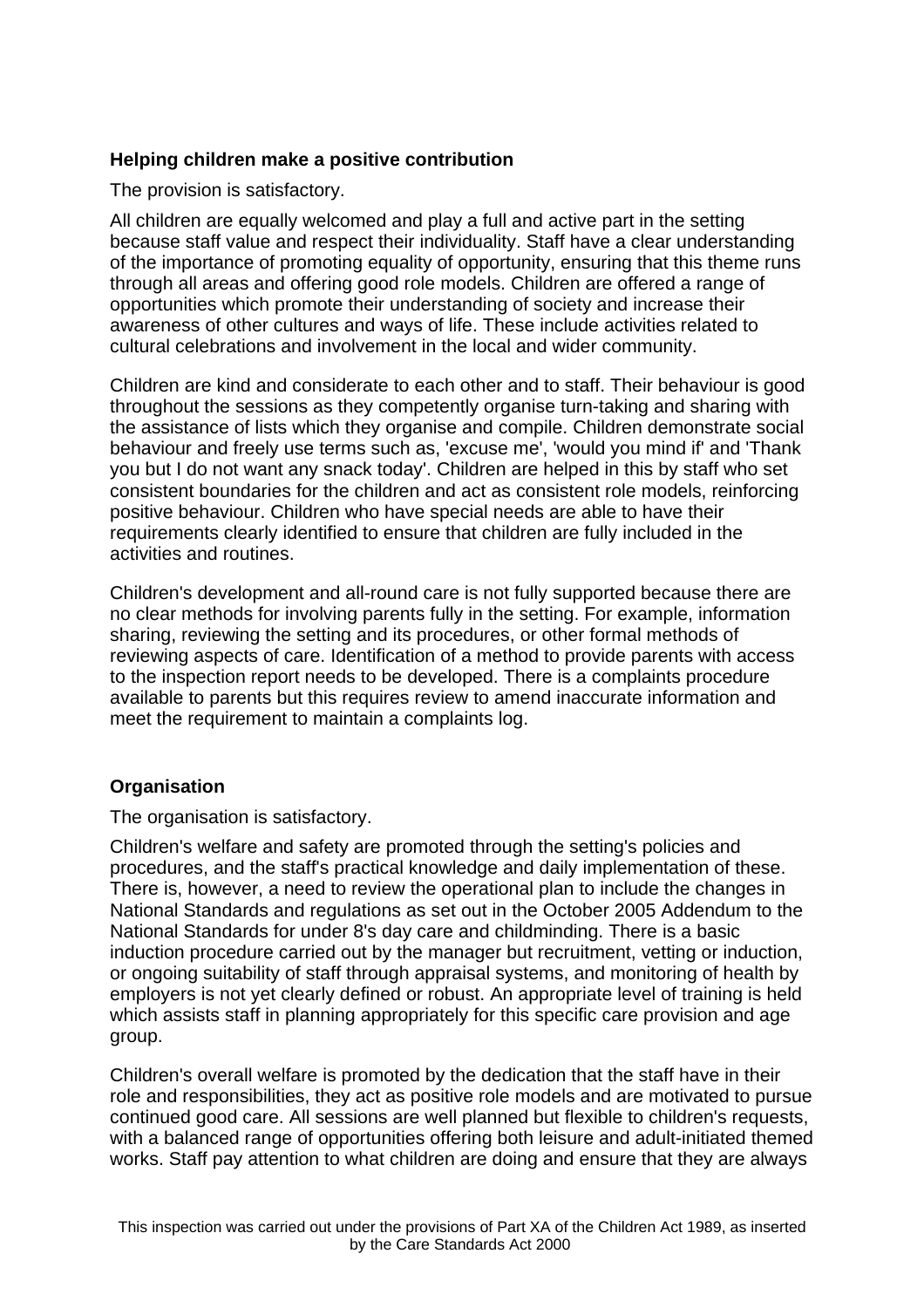**Helping children make a positive contribution**

The provision is satisfactory.

All children are equally welcomed and play a full and active part in the setting because staff value and respect their individuality. Staff have a clear understanding of the importance of promoting equality of opportunity, ensuring that this theme runs through all areas and offering good role models. Children are offered a range of opportunities which promote their understanding of society and increase their awareness of other cultures and ways of life. These include activities related to cultural celebrations and involvement in the local and wider community.

Children are kind and considerate to each other and to staff. Their behaviour is good throughout the sessions as they competently organise turn-taking and sharing with the assistance of lists which they organise and compile. Children demonstrate social behaviour and freely use terms such as, 'excuse me', 'would you mind if' and 'Thank you but I do not want any snack today'. Children are helped in this by staff who set consistent boundaries for the children and act as consistent role models, reinforcing positive behaviour. Children who have special needs are able to have their requirements clearly identified to ensure that children are fully included in the activities and routines.

Children's development and all-round care is not fully supported because there are no clear methods for involving parents fully in the setting. For example, information sharing, reviewing the setting and its procedures, or other formal methods of reviewing aspects of care. Identification of a method to provide parents with access to the inspection report needs to be developed. There is a complaints procedure available to parents but this requires review to amend inaccurate information and meet the requirement to maintain a complaints log.

**Organisation**

The organisation is satisfactory.

Children's welfare and safety are promoted through the setting's policies and procedures, and the staff's practical knowledge and daily implementation of these. There is, however, a need to review the operational plan to include the changes in National Standards and regulations as set out in the October 2005 Addendum to the National Standards for under 8's day care and childminding. There is a basic induction procedure carried out by the manager but recruitment, vetting or induction, or ongoing suitability of staff through appraisal systems, and monitoring of health by employers is not yet clearly defined or robust. An appropriate level of training is held which assists staff in planning appropriately for this specific care provision and age group.

Children's overall welfare is promoted by the dedication that the staff have in their role and responsibilities, they act as positive role models and are motivated to pursue continued good care. All sessions are well planned but flexible to children's requests, with a balanced range of opportunities offering both leisure and adult-initiated themed works. Staff pay attention to what children are doing and ensure that they are always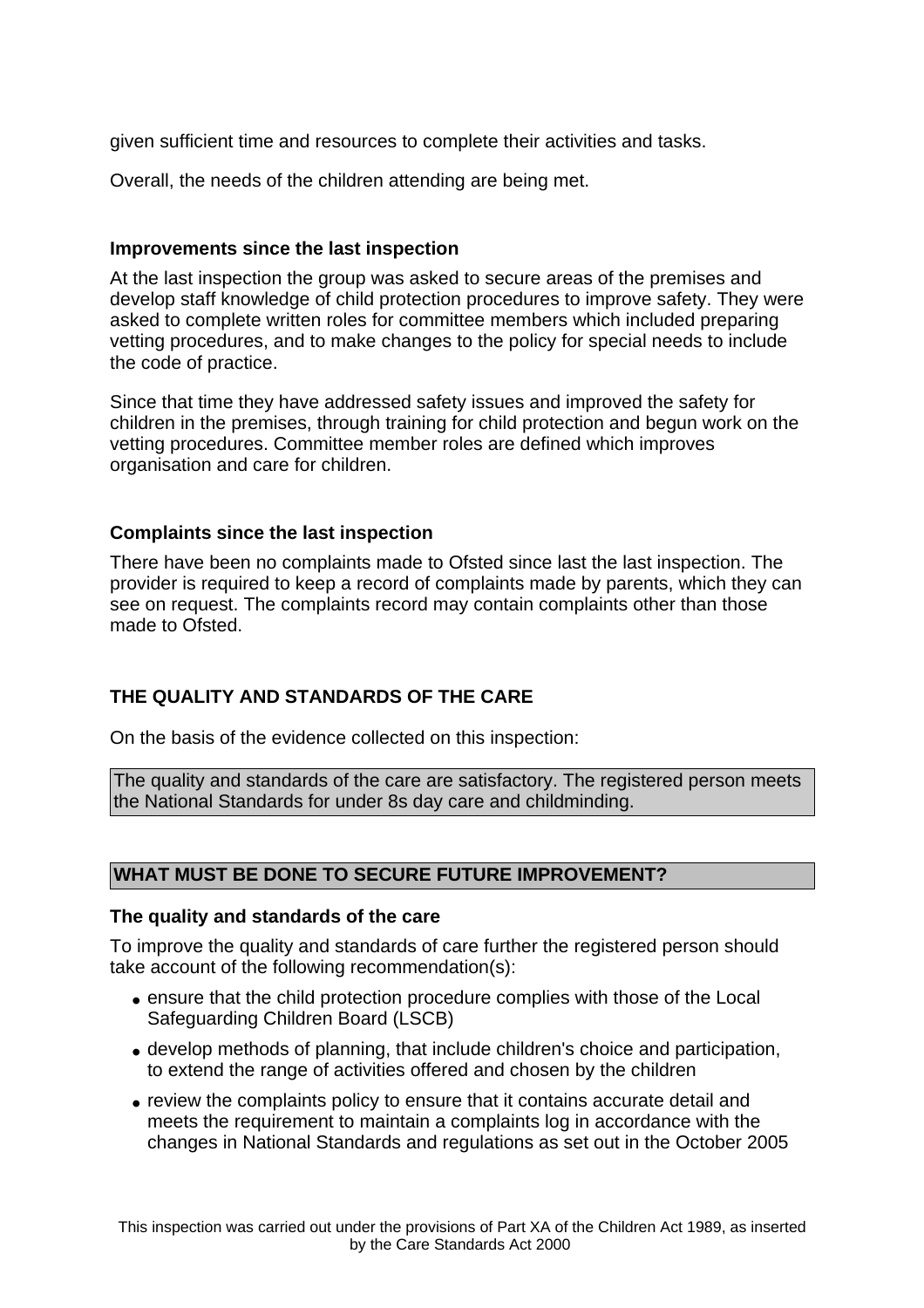given sufficient time and resources to complete their activities and tasks.

Overall, the needs of the children attending are being met.

**Improvements since the last inspection**

At the last inspection the group was asked to secure areas of the premises and develop staff knowledge of child protection procedures to improve safety. They were asked to complete written roles for committee members which included preparing vetting procedures, and to make changes to the policy for special needs to include the code of practice.

Since that time they have addressed safety issues and improved the safety for children in the premises, through training for child protection and begun work on the vetting procedures. Committee member roles are defined which improves organisation and care for children.

**Complaints since the last inspection**

There have been no complaints made to Ofsted since last the last inspection. The provider is required to keep a record of complaints made by parents, which they can see on request. The complaints record may contain complaints other than those made to Ofsted.

**THE QUALITY AND STANDARDS OF THE CARE**

On the basis of the evidence collected on this inspection:

The quality and standards of the care are satisfactory. The registered person meets the National Standards for under 8s day care and childminding.

**WHAT MUST BE DONE TO SECURE FUTURE IMPROVEMENT?**

**The quality and standards of the care**

To improve the quality and standards of care further the registered person should take account of the following recommendation(s):

- ensure that the child protection procedure complies with those of the Local Safeguarding Children Board (LSCB)
- develop methods of planning, that include children's choice and participation, to extend the range of activities offered and chosen by the children
- review the complaints policy to ensure that it contains accurate detail and meets the requirement to maintain a complaints log in accordance with the changes in National Standards and regulations as set out in the October 2005

This inspection was carried out under the provisions of Part XA of the Children Act 1989, as inserted by the Care Standards Act 2000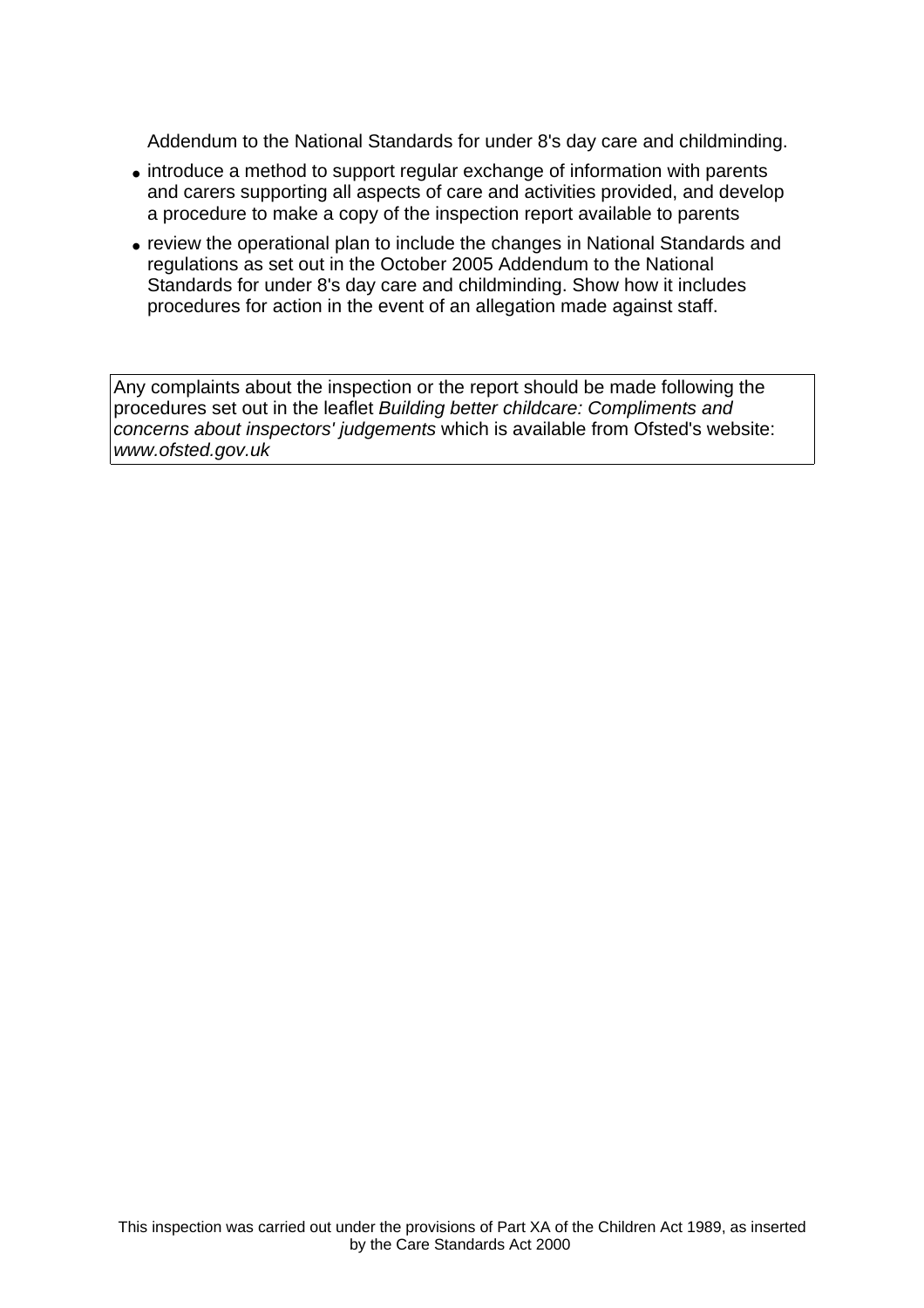Addendum to the National Standards for under 8's day care and childminding.

- introduce a method to support regular exchange of information with parents and carers supporting all aspects of care and activities provided, and develop a procedure to make a copy of the inspection report available to parents
- review the operational plan to include the changes in National Standards and regulations as set out in the October 2005 Addendum to the National Standards for under 8's day care and childminding. Show how it includes procedures for action in the event of an allegation made against staff.

Any complaints about the inspection or the report should be made following the procedures set out in the leaflet *Building better childcare: Compliments and concerns about inspectors' judgements* which is available from Ofsted's website: *www.ofsted.gov.uk*

This inspection was carried out under the provisions of Part XA of the Children Act 1989, as inserted by the Care Standards Act 2000